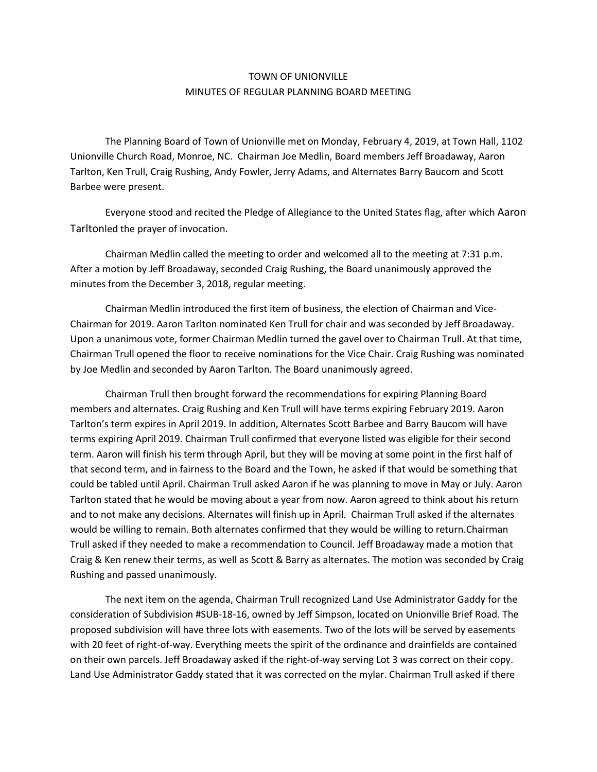# TOWN OF UNIONVILLE
## MINUTES OF REGULAR PLANNING BOARD MEETING

The Planning Board of Town of Unionville met on Monday, February 4, 2019, at Town Hall, 1102 Unionville Church Road, Monroe, NC. Chairman Joe Medlin, Board members Jeff Broadaway, Aaron Tarlton, Ken Trull, Craig Rushing, Andy Fowler, Jerry Adams, and Alternates Barry Baucom and Scott Barbee were present.

Everyone stood and recited the Pledge of Allegiance to the United States flag, after which Aaron Tarltonled the prayer of invocation.

Chairman Medlin called the meeting to order and welcomed all to the meeting at 7:31 p.m. After a motion by Jeff Broadaway, seconded Craig Rushing, the Board unanimously approved the minutes from the December 3, 2018, regular meeting.

Chairman Medlin introduced the first item of business, the election of Chairman and Vice-Chairman for 2019. Aaron Tarlton nominated Ken Trull for chair and was seconded by Jeff Broadaway. Upon a unanimous vote, former Chairman Medlin turned the gavel over to Chairman Trull. At that time, Chairman Trull opened the floor to receive nominations for the Vice Chair. Craig Rushing was nominated by Joe Medlin and seconded by Aaron Tarlton. The Board unanimously agreed.

Chairman Trull then brought forward the recommendations for expiring Planning Board members and alternates. Craig Rushing and Ken Trull will have terms expiring February 2019. Aaron Tarlton's term expires in April 2019. In addition, Alternates Scott Barbee and Barry Baucom will have terms expiring April 2019. Chairman Trull confirmed that everyone listed was eligible for their second term. Aaron will finish his term through April, but they will be moving at some point in the first half of that second term, and in fairness to the Board and the Town, he asked if that would be something that could be tabled until April. Chairman Trull asked Aaron if he was planning to move in May or July. Aaron Tarlton stated that he would be moving about a year from now. Aaron agreed to think about his return and to not make any decisions. Alternates will finish up in April. Chairman Trull asked if the alternates would be willing to remain. Both alternates confirmed that they would be willing to return.Chairman Trull asked if they needed to make a recommendation to Council. Jeff Broadaway made a motion that Craig & Ken renew their terms, as well as Scott & Barry as alternates. The motion was seconded by Craig Rushing and passed unanimously.

The next item on the agenda, Chairman Trull recognized Land Use Administrator Gaddy for the consideration of Subdivision #SUB-18-16, owned by Jeff Simpson, located on Unionville Brief Road. The proposed subdivision will have three lots with easements. Two of the lots will be served by easements with 20 feet of right-of-way. Everything meets the spirit of the ordinance and drainfields are contained on their own parcels. Jeff Broadaway asked if the right-of-way serving Lot 3 was correct on their copy. Land Use Administrator Gaddy stated that it was corrected on the mylar. Chairman Trull asked if there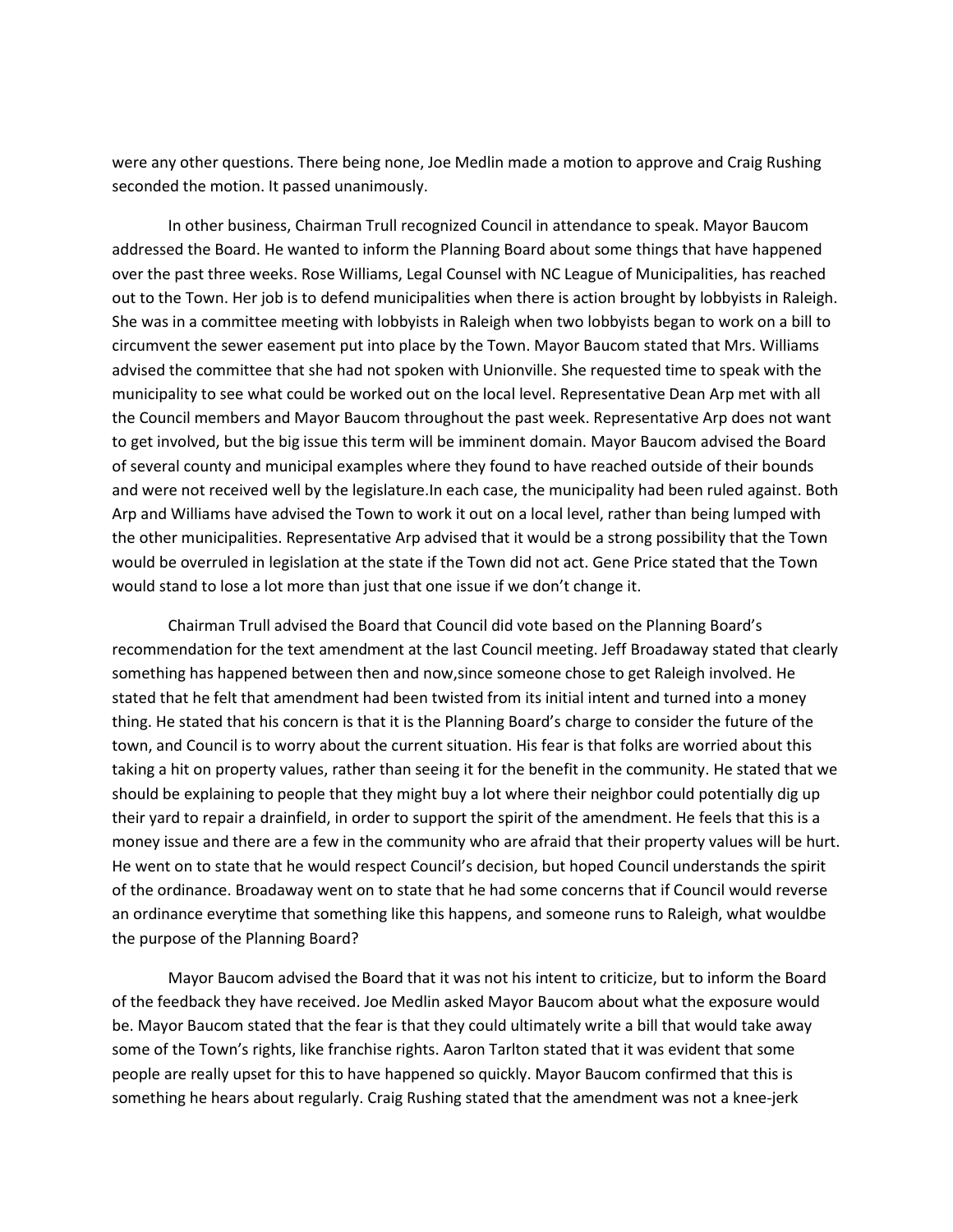were any other questions. There being none, Joe Medlin made a motion to approve and Craig Rushing seconded the motion. It passed unanimously.

In other business, Chairman Trull recognized Council in attendance to speak. Mayor Baucom addressed the Board. He wanted to inform the Planning Board about some things that have happened over the past three weeks. Rose Williams, Legal Counsel with NC League of Municipalities, has reached out to the Town. Her job is to defend municipalities when there is action brought by lobbyists in Raleigh. She was in a committee meeting with lobbyists in Raleigh when two lobbyists began to work on a bill to circumvent the sewer easement put into place by the Town. Mayor Baucom stated that Mrs. Williams advised the committee that she had not spoken with Unionville. She requested time to speak with the municipality to see what could be worked out on the local level. Representative Dean Arp met with all the Council members and Mayor Baucom throughout the past week. Representative Arp does not want to get involved, but the big issue this term will be imminent domain. Mayor Baucom advised the Board of several county and municipal examples where they found to have reached outside of their bounds and were not received well by the legislature.In each case, the municipality had been ruled against. Both Arp and Williams have advised the Town to work it out on a local level, rather than being lumped with the other municipalities. Representative Arp advised that it would be a strong possibility that the Town would be overruled in legislation at the state if the Town did not act. Gene Price stated that the Town would stand to lose a lot more than just that one issue if we don't change it.

Chairman Trull advised the Board that Council did vote based on the Planning Board's recommendation for the text amendment at the last Council meeting. Jeff Broadaway stated that clearly something has happened between then and now,since someone chose to get Raleigh involved. He stated that he felt that amendment had been twisted from its initial intent and turned into a money thing. He stated that his concern is that it is the Planning Board's charge to consider the future of the town, and Council is to worry about the current situation. His fear is that folks are worried about this taking a hit on property values, rather than seeing it for the benefit in the community. He stated that we should be explaining to people that they might buy a lot where their neighbor could potentially dig up their yard to repair a drainfield, in order to support the spirit of the amendment. He feels that this is a money issue and there are a few in the community who are afraid that their property values will be hurt. He went on to state that he would respect Council's decision, but hoped Council understands the spirit of the ordinance. Broadaway went on to state that he had some concerns that if Council would reverse an ordinance everytime that something like this happens, and someone runs to Raleigh, what wouldbe the purpose of the Planning Board?

Mayor Baucom advised the Board that it was not his intent to criticize, but to inform the Board of the feedback they have received. Joe Medlin asked Mayor Baucom about what the exposure would be. Mayor Baucom stated that the fear is that they could ultimately write a bill that would take away some of the Town's rights, like franchise rights. Aaron Tarlton stated that it was evident that some people are really upset for this to have happened so quickly. Mayor Baucom confirmed that this is something he hears about regularly. Craig Rushing stated that the amendment was not a knee-jerk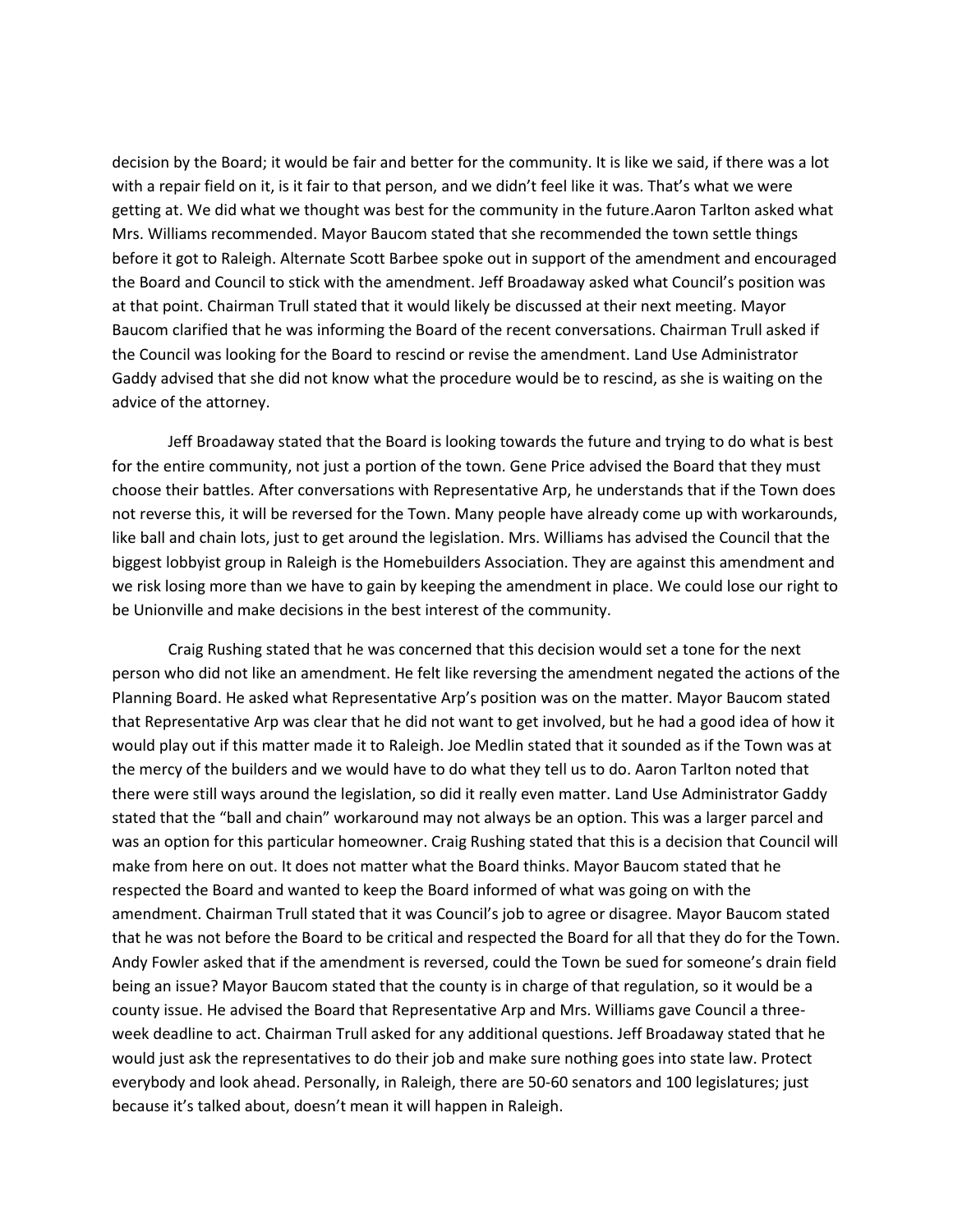decision by the Board; it would be fair and better for the community. It is like we said, if there was a lot with a repair field on it, is it fair to that person, and we didn't feel like it was. That's what we were getting at. We did what we thought was best for the community in the future.Aaron Tarlton asked what Mrs. Williams recommended. Mayor Baucom stated that she recommended the town settle things before it got to Raleigh. Alternate Scott Barbee spoke out in support of the amendment and encouraged the Board and Council to stick with the amendment. Jeff Broadaway asked what Council's position was at that point. Chairman Trull stated that it would likely be discussed at their next meeting. Mayor Baucom clarified that he was informing the Board of the recent conversations. Chairman Trull asked if the Council was looking for the Board to rescind or revise the amendment. Land Use Administrator Gaddy advised that she did not know what the procedure would be to rescind, as she is waiting on the advice of the attorney.

Jeff Broadaway stated that the Board is looking towards the future and trying to do what is best for the entire community, not just a portion of the town. Gene Price advised the Board that they must choose their battles. After conversations with Representative Arp, he understands that if the Town does not reverse this, it will be reversed for the Town. Many people have already come up with workarounds, like ball and chain lots, just to get around the legislation. Mrs. Williams has advised the Council that the biggest lobbyist group in Raleigh is the Homebuilders Association. They are against this amendment and we risk losing more than we have to gain by keeping the amendment in place. We could lose our right to be Unionville and make decisions in the best interest of the community.

Craig Rushing stated that he was concerned that this decision would set a tone for the next person who did not like an amendment. He felt like reversing the amendment negated the actions of the Planning Board. He asked what Representative Arp's position was on the matter. Mayor Baucom stated that Representative Arp was clear that he did not want to get involved, but he had a good idea of how it would play out if this matter made it to Raleigh. Joe Medlin stated that it sounded as if the Town was at the mercy of the builders and we would have to do what they tell us to do. Aaron Tarlton noted that there were still ways around the legislation, so did it really even matter. Land Use Administrator Gaddy stated that the "ball and chain" workaround may not always be an option. This was a larger parcel and was an option for this particular homeowner. Craig Rushing stated that this is a decision that Council will make from here on out. It does not matter what the Board thinks. Mayor Baucom stated that he respected the Board and wanted to keep the Board informed of what was going on with the amendment. Chairman Trull stated that it was Council's job to agree or disagree. Mayor Baucom stated that he was not before the Board to be critical and respected the Board for all that they do for the Town. Andy Fowler asked that if the amendment is reversed, could the Town be sued for someone's drain field being an issue? Mayor Baucom stated that the county is in charge of that regulation, so it would be a county issue. He advised the Board that Representative Arp and Mrs. Williams gave Council a three-week deadline to act. Chairman Trull asked for any additional questions. Jeff Broadaway stated that he would just ask the representatives to do their job and make sure nothing goes into state law. Protect everybody and look ahead. Personally, in Raleigh, there are 50-60 senators and 100 legislatures; just because it's talked about, doesn't mean it will happen in Raleigh.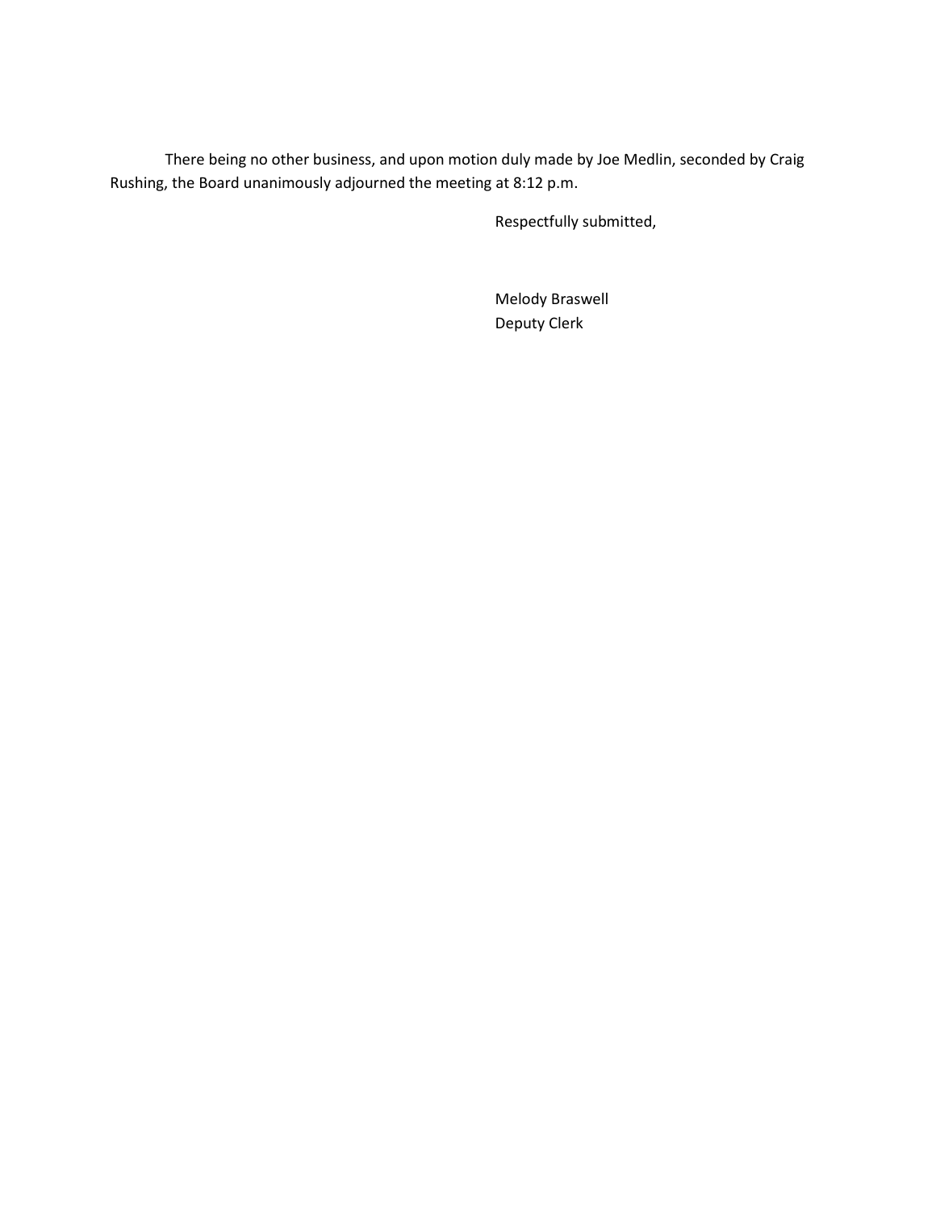There being no other business, and upon motion duly made by Joe Medlin, seconded by Craig Rushing, the Board unanimously adjourned the meeting at 8:12 p.m.

Respectfully submitted,

Melody Braswell
Deputy Clerk